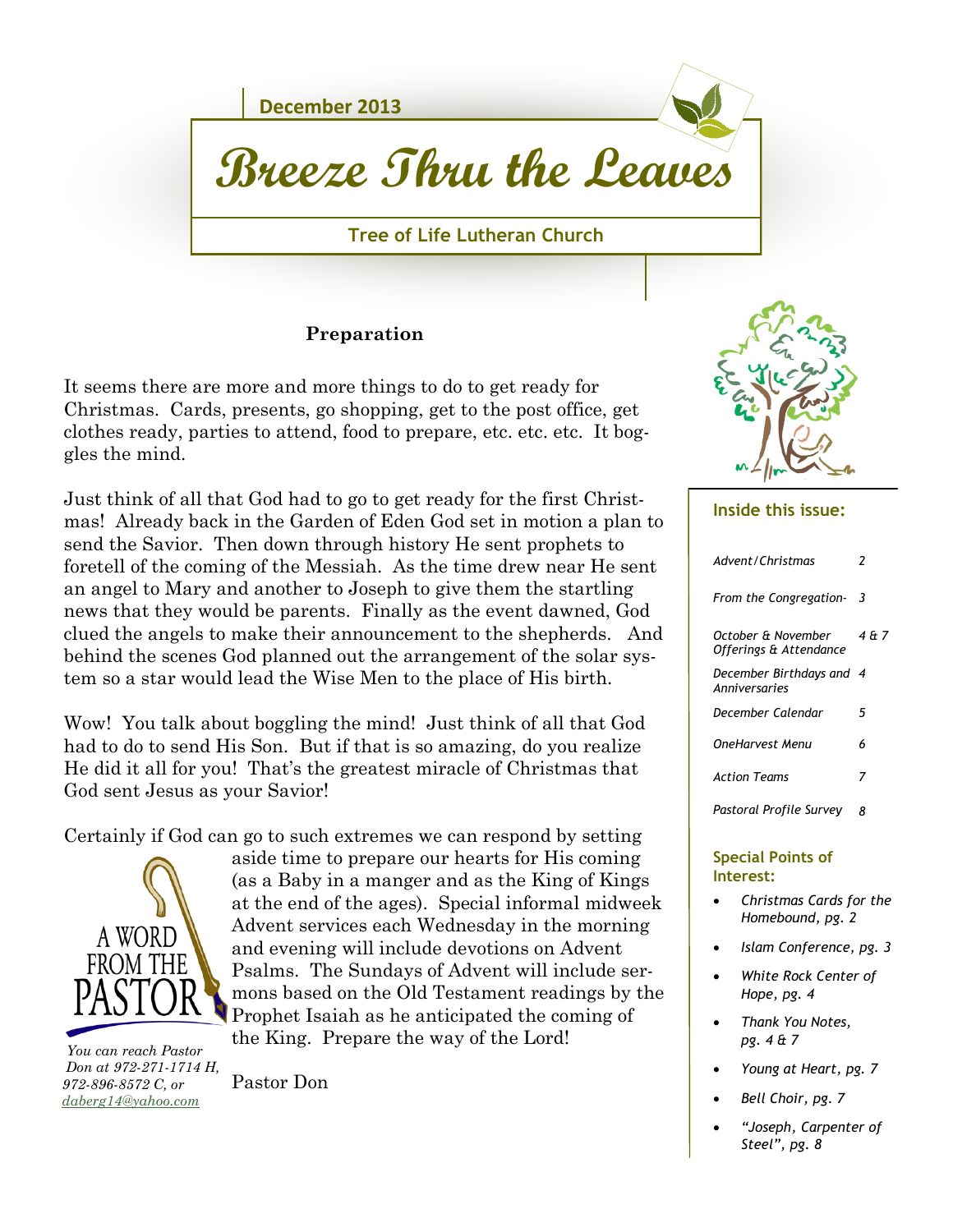December 2013

# Breeze Thru the Leaves

**Tree of Life Lutheran Church**

## Preparation

It seems there are more and more things to do to get ready for Christmas. Cards, presents, go shopping, get to the post office, get clothes ready, parties to attend, food to prepare, etc. etc. etc. It boggles the mind.

Just think of all that God had to go to get ready for the first Christmas! Already back in the Garden of Eden God set in motion a plan to send the Savior. Then down through history He sent prophets to foretell of the coming of the Messiah. As the time drew near He sent an angel to Mary and another to Joseph to give them the startling news that they would be parents. Finally as the event dawned, God clued the angels to make their announcement to the shepherds. And behind the scenes God planned out the arrangement of the solar system so a star would lead the Wise Men to the place of His birth.

Wow! You talk about boggling the mind! Just think of all that God had to do to send His Son. But if that is so amazing, do you realize He did it all for you! That's the greatest miracle of Christmas that God sent Jesus as your Savior!

Certainly if God can go to such extremes we can respond by setting aside time to prepare our hearts for His coming (as a Baby in a manger and as the King of Kings at the end of the ages). Special informal midweek Advent services each Wednesday in the morning and evening will include devotions on Advent Psalms. The Sundays of Advent will include sermons based on the Old Testament readings by the Prophet Isaiah as he anticipated the coming of the King. Prepare the way of the Lord!

Pastor Don

A WORD FROM THE PASTOR

*You can reach Pastor Don at 972-271-1714 H, 972-896-8572 C, or daberg14@yahoo.com*

### Inside this issue:

| | |
|---|---|
| *Advent/Christmas* | 2 |
| *From the Congregation-* | 3 |
| *October & November Offerings & Attendance* | 4 & 7 |
| *December Birthdays and Anniversaries* | 4 |
| *December Calendar* | 5 |
| *OneHarvest Menu* | 6 |
| *Action Teams* | 7 |
| *Pastoral Profile Survey* | 8 |

### Special Points of Interest:

- *Christmas Cards for the Homebound, pg. 2*
- *Islam Conference, pg. 3*
- *White Rock Center of Hope, pg. 4*
- *Thank You Notes, pg. 4 & 7*
- *Young at Heart, pg. 7*
- *Bell Choir, pg. 7*
- *"Joseph, Carpenter of Steel", pg. 8*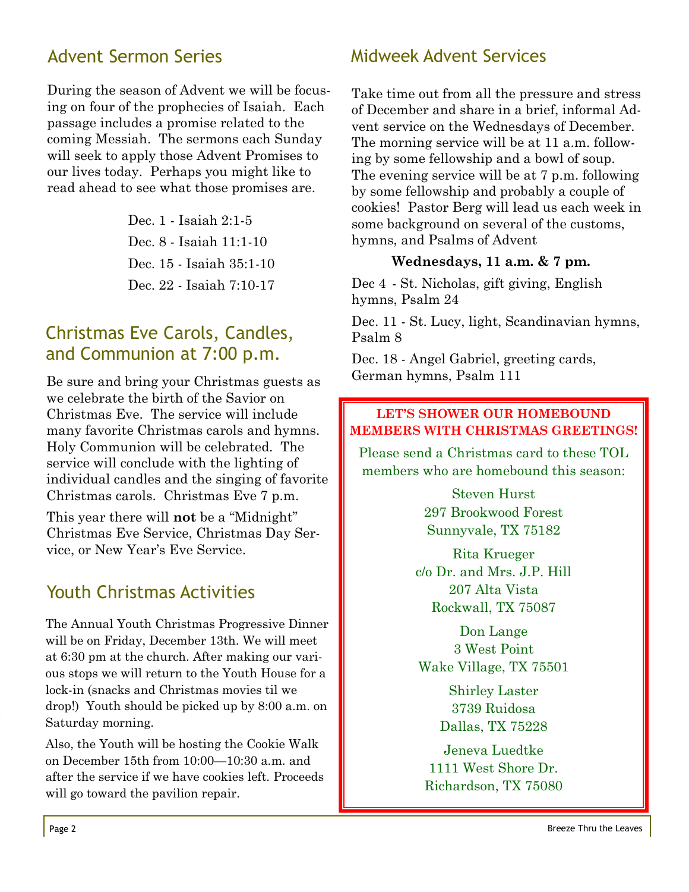## Advent Sermon Series

During the season of Advent we will be focusing on four of the prophecies of Isaiah. Each passage includes a promise related to the coming Messiah. The sermons each Sunday will seek to apply those Advent Promises to our lives today. Perhaps you might like to read ahead to see what those promises are.

Dec. 1 - Isaiah 2:1-5
Dec. 8 - Isaiah 11:1-10
Dec. 15 - Isaiah 35:1-10
Dec. 22 - Isaiah 7:10-17

## Christmas Eve Carols, Candles, and Communion at 7:00 p.m.

Be sure and bring your Christmas guests as we celebrate the birth of the Savior on Christmas Eve. The service will include many favorite Christmas carols and hymns. Holy Communion will be celebrated. The service will conclude with the lighting of individual candles and the singing of favorite Christmas carols. Christmas Eve 7 p.m.

This year there will **not** be a "Midnight" Christmas Eve Service, Christmas Day Service, or New Year's Eve Service.

## Youth Christmas Activities

The Annual Youth Christmas Progressive Dinner will be on Friday, December 13th. We will meet at 6:30 pm at the church. After making our various stops we will return to the Youth House for a lock-in (snacks and Christmas movies til we drop!) Youth should be picked up by 8:00 a.m. on Saturday morning.

Also, the Youth will be hosting the Cookie Walk on December 15th from 10:00—10:30 a.m. and after the service if we have cookies left. Proceeds will go toward the pavilion repair.

## Midweek Advent Services

Take time out from all the pressure and stress of December and share in a brief, informal Advent service on the Wednesdays of December. The morning service will be at 11 a.m. following by some fellowship and a bowl of soup. The evening service will be at 7 p.m. following by some fellowship and probably a couple of cookies! Pastor Berg will lead us each week in some background on several of the customs, hymns, and Psalms of Advent

**Wednesdays, 11 a.m. & 7 pm.**

Dec 4 - St. Nicholas, gift giving, English hymns, Psalm 24

Dec. 11 - St. Lucy, light, Scandinavian hymns, Psalm 8

Dec. 18 - Angel Gabriel, greeting cards, German hymns, Psalm 111

**LET'S SHOWER OUR HOMEBOUND MEMBERS WITH CHRISTMAS GREETINGS!**

Please send a Christmas card to these TOL members who are homebound this season:

Steven Hurst
297 Brookwood Forest
Sunnyvale, TX 75182

Rita Krueger
c/o Dr. and Mrs. J.P. Hill
207 Alta Vista
Rockwall, TX 75087

Don Lange
3 West Point
Wake Village, TX 75501

Shirley Laster
3739 Ruidosa
Dallas, TX 75228

Jeneva Luedtke
1111 West Shore Dr.
Richardson, TX 75080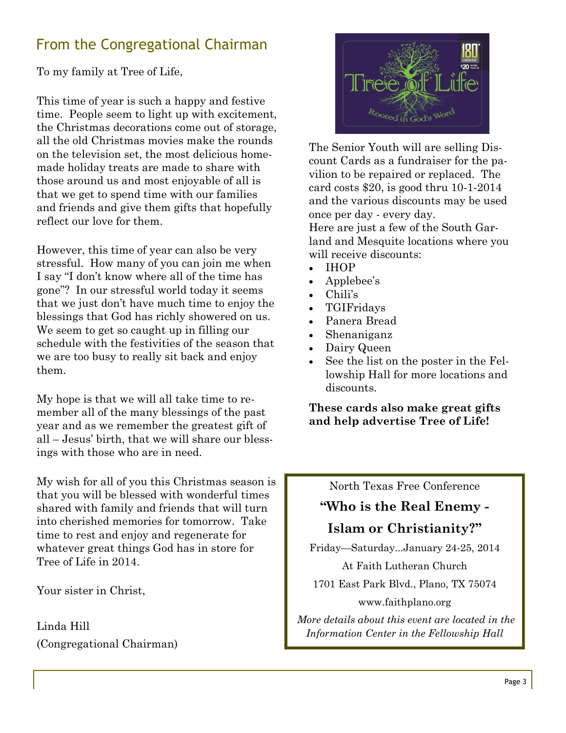## From the Congregational Chairman

To my family at Tree of Life,

This time of year is such a happy and festive time. People seem to light up with excitement, the Christmas decorations come out of storage, all the old Christmas movies make the rounds on the television set, the most delicious homemade holiday treats are made to share with those around us and most enjoyable of all is that we get to spend time with our families and friends and give them gifts that hopefully reflect our love for them.

However, this time of year can also be very stressful. How many of you can join me when I say "I don't know where all of the time has gone"? In our stressful world today it seems that we just don't have much time to enjoy the blessings that God has richly showered on us. We seem to get so caught up in filling our schedule with the festivities of the season that we are too busy to really sit back and enjoy them.

My hope is that we will all take time to remember all of the many blessings of the past year and as we remember the greatest gift of all – Jesus' birth, that we will share our blessings with those who are in need.

My wish for all of you this Christmas season is that you will be blessed with wonderful times shared with family and friends that will turn into cherished memories for tomorrow. Take time to rest and enjoy and regenerate for whatever great things God has in store for Tree of Life in 2014.

Your sister in Christ,

Linda Hill
(Congregational Chairman)

The Senior Youth will are selling Discount Cards as a fundraiser for the pavilion to be repaired or replaced. The card costs $20, is good thru 10-1-2014 and the various discounts may be used once per day - every day.
Here are just a few of the South Garland and Mesquite locations where you will receive discounts:

- IHOP
- Applebee's
- Chili's
- TGIFridays
- Panera Bread
- Shenaniganz
- Dairy Queen
- See the list on the poster in the Fellowship Hall for more locations and discounts.

**These cards also make great gifts and help advertise Tree of Life!**

North Texas Free Conference

**"Who is the Real Enemy - Islam or Christianity?"**

Friday—Saturday...January 24-25, 2014

At Faith Lutheran Church

1701 East Park Blvd., Plano, TX 75074

www.faithplano.org

*More details about this event are located in the Information Center in the Fellowship Hall*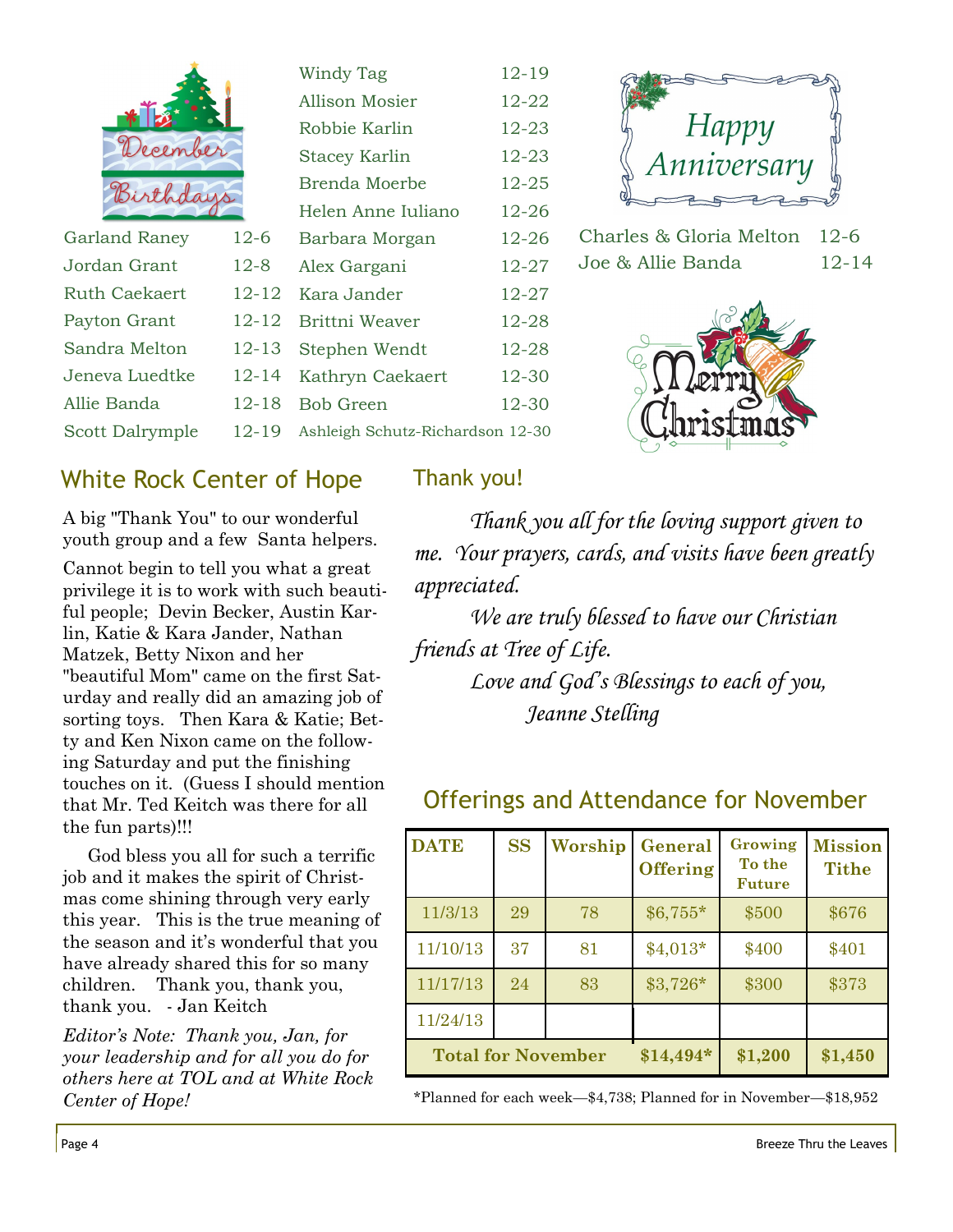## December Birthdays

| | |
|---|---|
| Garland Raney | 12-6 |
| Jordan Grant | 12-8 |
| Ruth Caekaert | 12-12 |
| Payton Grant | 12-12 |
| Sandra Melton | 12-13 |
| Jeneva Luedtke | 12-14 |
| Allie Banda | 12-18 |
| Scott Dalrymple | 12-19 |
| Windy Tag | 12-19 |
| Allison Mosier | 12-22 |
| Robbie Karlin | 12-23 |
| Stacey Karlin | 12-23 |
| Brenda Moerbe | 12-25 |
| Helen Anne Iuliano | 12-26 |
| Barbara Morgan | 12-26 |
| Alex Gargani | 12-27 |
| Kara Jander | 12-27 |
| Brittni Weaver | 12-28 |
| Stephen Wendt | 12-28 |
| Kathryn Caekaert | 12-30 |
| Bob Green | 12-30 |
| Ashleigh Schutz-Richardson | 12-30 |

## Happy Anniversary

| | |
|---|---|
| Charles & Gloria Melton | 12-6 |
| Joe & Allie Banda | 12-14 |

Merry Christmas

## White Rock Center of Hope

A big "Thank You" to our wonderful youth group and a few Santa helpers.

Cannot begin to tell you what a great privilege it is to work with such beautiful people; Devin Becker, Austin Karlin, Katie & Kara Jander, Nathan Matzek, Betty Nixon and her "beautiful Mom" came on the first Saturday and really did an amazing job of sorting toys. Then Kara & Katie; Betty and Ken Nixon came on the following Saturday and put the finishing touches on it. (Guess I should mention that Mr. Ted Keitch was there for all the fun parts)!!!

God bless you all for such a terrific job and it makes the spirit of Christmas come shining through very early this year. This is the true meaning of the season and it's wonderful that you have already shared this for so many children. Thank you, thank you, thank you. - Jan Keitch

*Editor's Note: Thank you, Jan, for your leadership and for all you do for others here at TOL and at White Rock Center of Hope!*

## Thank you!

*Thank you all for the loving support given to me. Your prayers, cards, and visits have been greatly appreciated.*

*We are truly blessed to have our Christian friends at Tree of Life.*

*Love and God's Blessings to each of you,*

*Jeanne Stelling*

## Offerings and Attendance for November

| DATE | SS | Worship | General Offering | Growing To the Future | Mission Tithe |
|---|---|---|---|---|---|
| 11/3/13 | 29 | 78 | $6,755* | $500 | $676 |
| 11/10/13 | 37 | 81 | $4,013* | $400 | $401 |
| 11/17/13 | 24 | 83 | $3,726* | $300 | $373 |
| 11/24/13 | | | | | |
| **Total for November** | | | **$14,494*** | **$1,200** | **$1,450** |

*Planned for each week—$4,738; Planned for in November—$18,952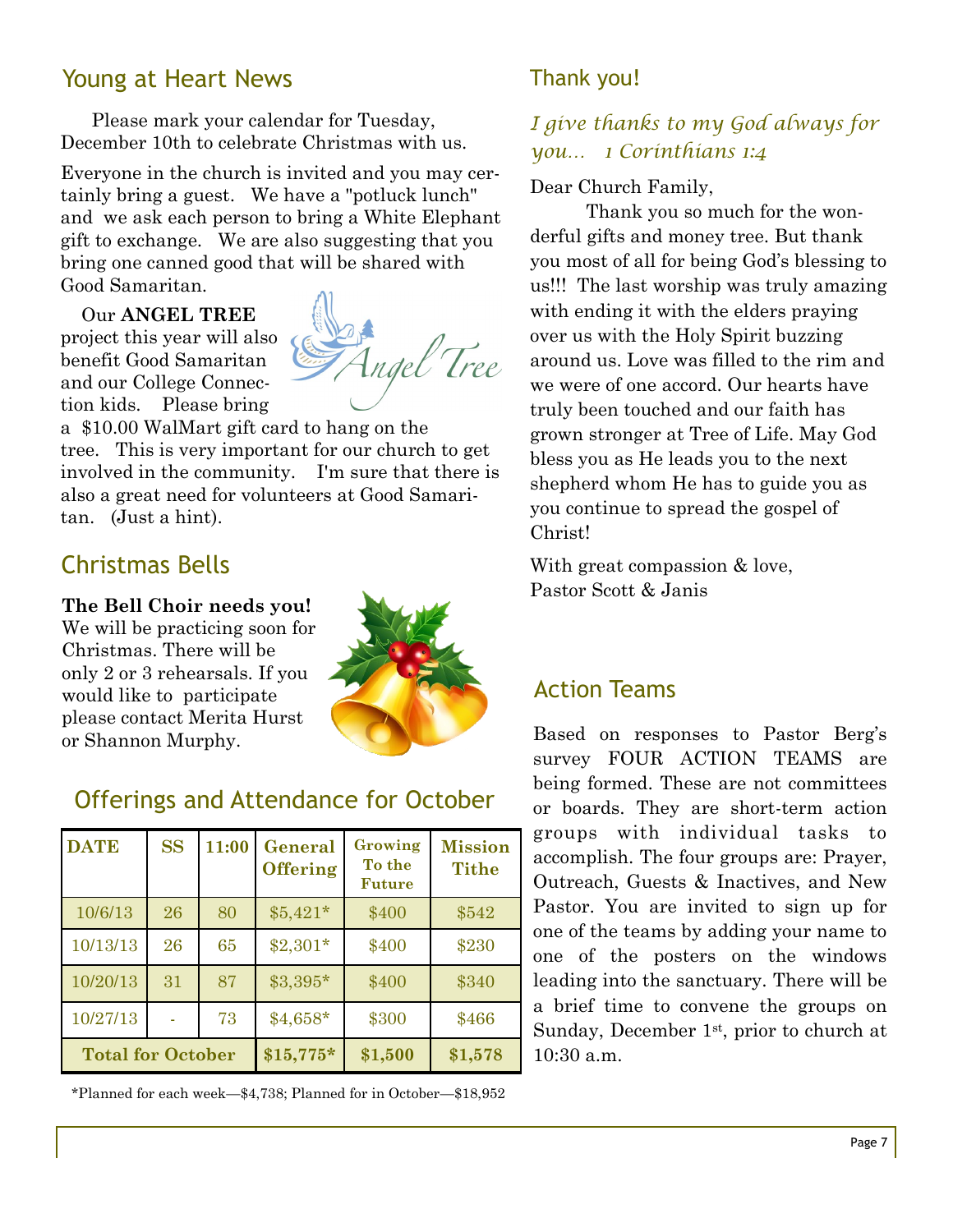## Young at Heart News

Please mark your calendar for Tuesday, December 10th to celebrate Christmas with us.

Everyone in the church is invited and you may certainly bring a guest. We have a "potluck lunch" and we ask each person to bring a White Elephant gift to exchange. We are also suggesting that you bring one canned good that will be shared with Good Samaritan.

Our **ANGEL TREE** project this year will also benefit Good Samaritan and our College Connection kids. Please bring a $10.00 WalMart gift card to hang on the tree. This is very important for our church to get involved in the community. I'm sure that there is also a great need for volunteers at Good Samaritan. (Just a hint).

## Christmas Bells

**The Bell Choir needs you!** We will be practicing soon for Christmas. There will be only 2 or 3 rehearsals. If you would like to participate please contact Merita Hurst or Shannon Murphy.

## Offerings and Attendance for October

| DATE | SS | 11:00 | General Offering | Growing To the Future | Mission Tithe |
|---|---|---|---|---|---|
| 10/6/13 | 26 | 80 | $5,421* | $400 | $542 |
| 10/13/13 | 26 | 65 | $2,301* | $400 | $230 |
| 10/20/13 | 31 | 87 | $3,395* | $400 | $340 |
| 10/27/13 | - | 73 | $4,658* | $300 | $466 |
| **Total for October** | | | **$15,775*** | **$1,500** | **$1,578** |

*Planned for each week—$4,738; Planned for in October—$18,952

## Thank you!

*I give thanks to my God always for you… 1 Corinthians 1:4*

Dear Church Family,

Thank you so much for the wonderful gifts and money tree. But thank you most of all for being God's blessing to us!!! The last worship was truly amazing with ending it with the elders praying over us with the Holy Spirit buzzing around us. Love was filled to the rim and we were of one accord. Our hearts have truly been touched and our faith has grown stronger at Tree of Life. May God bless you as He leads you to the next shepherd whom He has to guide you as you continue to spread the gospel of Christ!

With great compassion & love,
Pastor Scott & Janis

## Action Teams

Based on responses to Pastor Berg's survey FOUR ACTION TEAMS are being formed. These are not committees or boards. They are short-term action groups with individual tasks to accomplish. The four groups are: Prayer, Outreach, Guests & Inactives, and New Pastor. You are invited to sign up for one of the teams by adding your name to one of the posters on the windows leading into the sanctuary. There will be a brief time to convene the groups on Sunday, December 1st, prior to church at 10:30 a.m.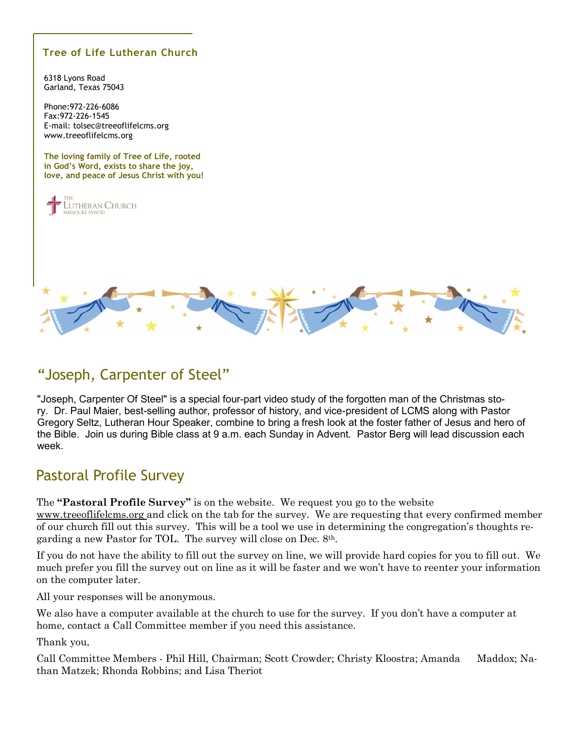**Tree of Life Lutheran Church**

6318 Lyons Road
Garland, Texas 75043

Phone:972-226-6086
Fax:972-226-1545
E-mail: tolsec@treeoflifelcms.org
www.treeoflifelcms.org

**The loving family of Tree of Life, rooted in God's Word, exists to share the joy, love, and peace of Jesus Christ with you!**

THE LUTHERAN CHURCH MISSOURI SYNOD

## "Joseph, Carpenter of Steel"

"Joseph, Carpenter Of Steel" is a special four-part video study of the forgotten man of the Christmas story. Dr. Paul Maier, best-selling author, professor of history, and vice-president of LCMS along with Pastor Gregory Seltz, Lutheran Hour Speaker, combine to bring a fresh look at the foster father of Jesus and hero of the Bible. Join us during Bible class at 9 a.m. each Sunday in Advent. Pastor Berg will lead discussion each week.

## Pastoral Profile Survey

The **"Pastoral Profile Survey"** is on the website. We request you go to the website www.treeoflifelcms.org and click on the tab for the survey. We are requesting that every confirmed member of our church fill out this survey. This will be a tool we use in determining the congregation's thoughts regarding a new Pastor for TOL. The survey will close on Dec. 8th.

If you do not have the ability to fill out the survey on line, we will provide hard copies for you to fill out. We much prefer you fill the survey out on line as it will be faster and we won't have to reenter your information on the computer later.

All your responses will be anonymous.

We also have a computer available at the church to use for the survey. If you don't have a computer at home, contact a Call Committee member if you need this assistance.

Thank you,

Call Committee Members - Phil Hill, Chairman; Scott Crowder; Christy Kloostra; Amanda Maddox; Nathan Matzek; Rhonda Robbins; and Lisa Theriot